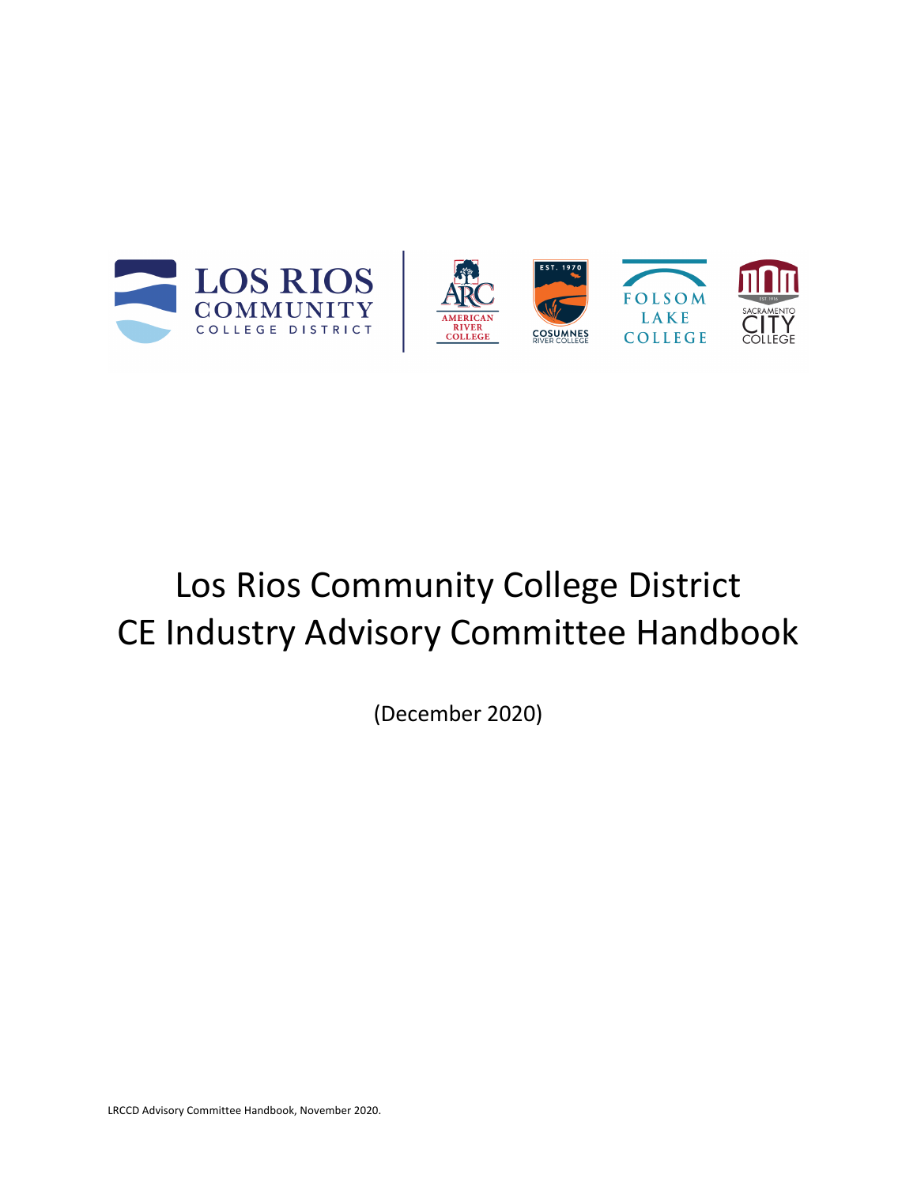# Los Rios Community College District
# CE Industry Advisory Committee Handbook

(December 2020)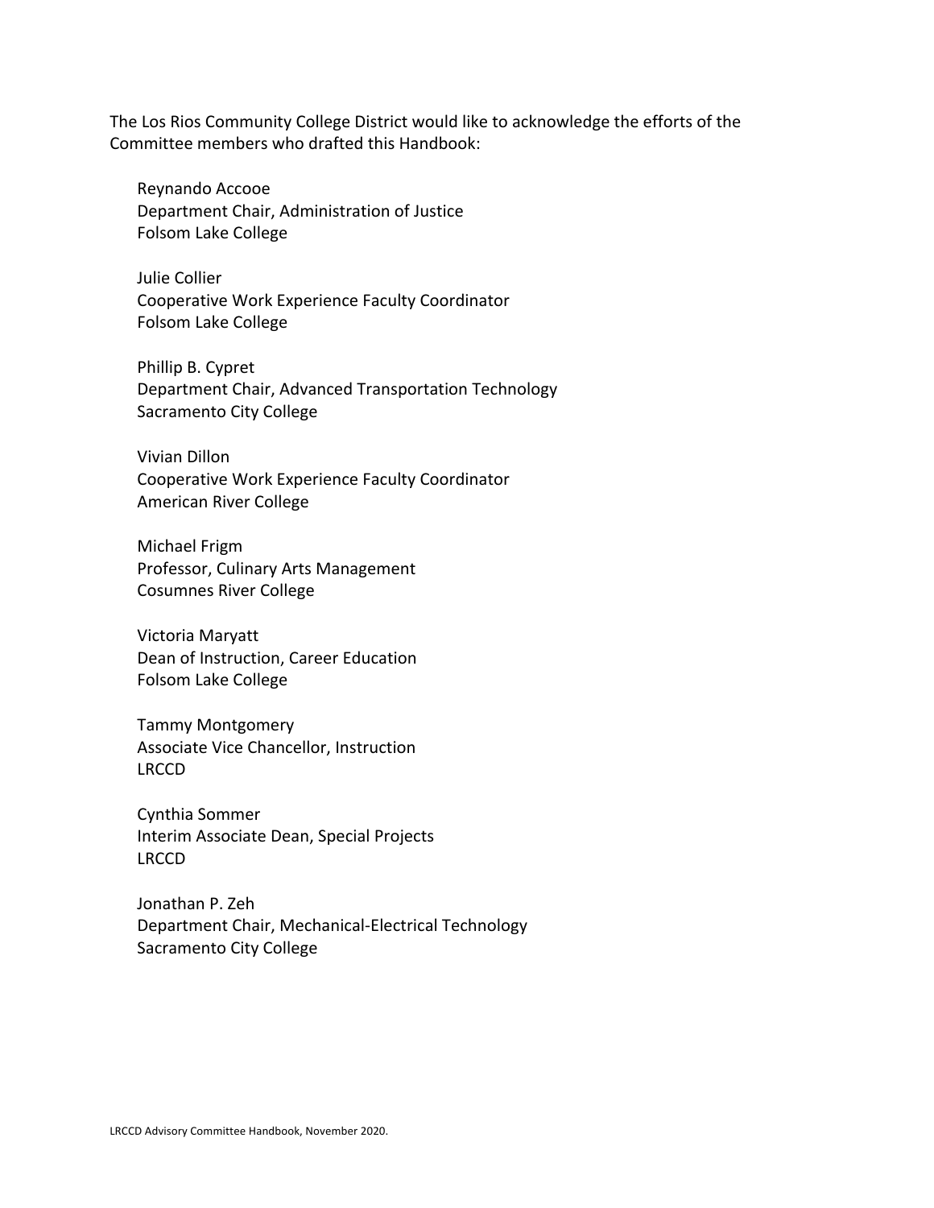The Los Rios Community College District would like to acknowledge the efforts of the Committee members who drafted this Handbook:

Reynando Accooe  
Department Chair, Administration of Justice  
Folsom Lake College

Julie Collier  
Cooperative Work Experience Faculty Coordinator  
Folsom Lake College

Phillip B. Cypret  
Department Chair, Advanced Transportation Technology  
Sacramento City College

Vivian Dillon  
Cooperative Work Experience Faculty Coordinator  
American River College

Michael Frigm  
Professor, Culinary Arts Management  
Cosumnes River College

Victoria Maryatt  
Dean of Instruction, Career Education  
Folsom Lake College

Tammy Montgomery  
Associate Vice Chancellor, Instruction  
LRCCD

Cynthia Sommer  
Interim Associate Dean, Special Projects  
LRCCD

Jonathan P. Zeh  
Department Chair, Mechanical-Electrical Technology  
Sacramento City College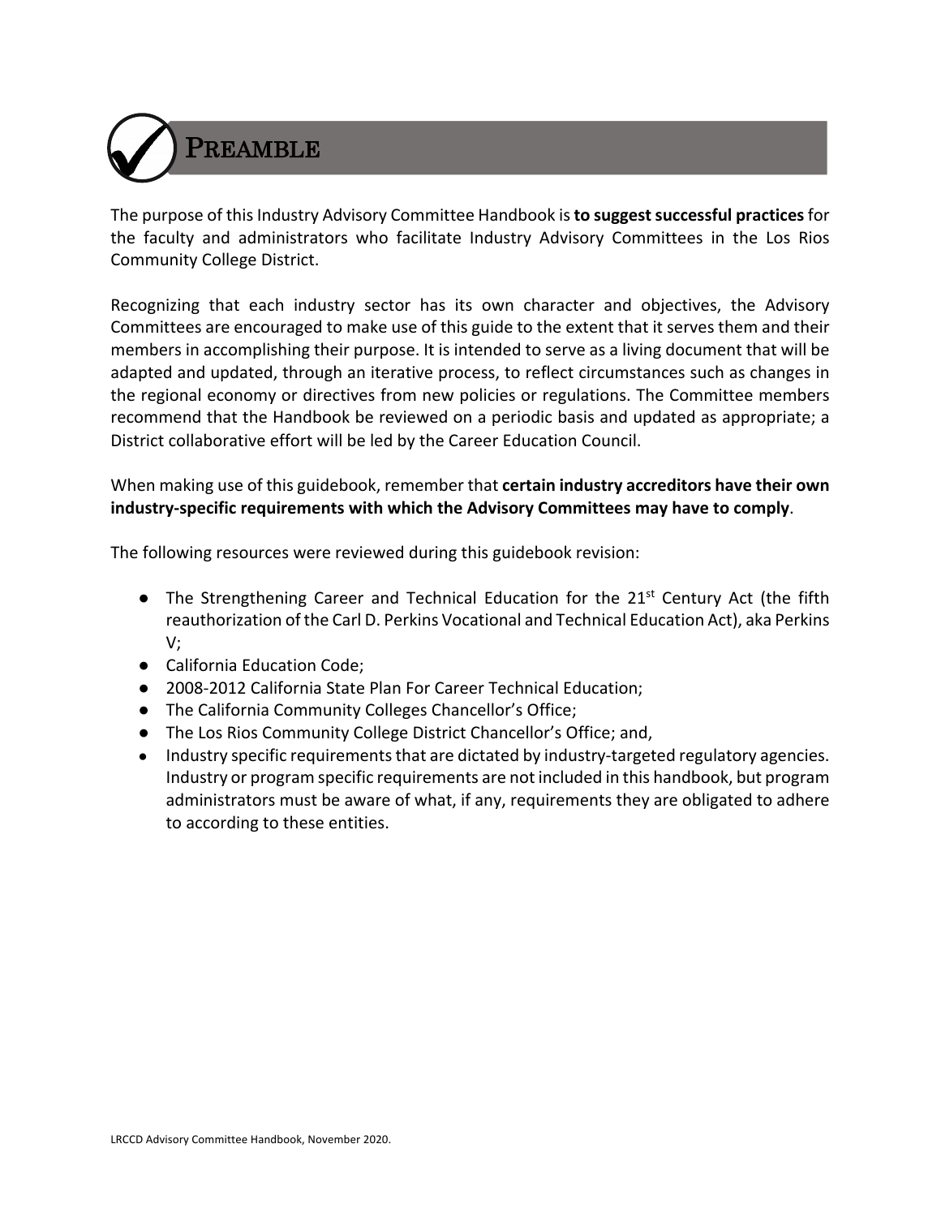# PREAMBLE

The purpose of this Industry Advisory Committee Handbook is **to suggest successful practices** for the faculty and administrators who facilitate Industry Advisory Committees in the Los Rios Community College District.

Recognizing that each industry sector has its own character and objectives, the Advisory Committees are encouraged to make use of this guide to the extent that it serves them and their members in accomplishing their purpose. It is intended to serve as a living document that will be adapted and updated, through an iterative process, to reflect circumstances such as changes in the regional economy or directives from new policies or regulations. The Committee members recommend that the Handbook be reviewed on a periodic basis and updated as appropriate; a District collaborative effort will be led by the Career Education Council.

When making use of this guidebook, remember that **certain industry accreditors have their own industry-specific requirements with which the Advisory Committees may have to comply**.

The following resources were reviewed during this guidebook revision:

- The Strengthening Career and Technical Education for the 21st Century Act (the fifth reauthorization of the Carl D. Perkins Vocational and Technical Education Act), aka Perkins V;
- California Education Code;
- 2008-2012 California State Plan For Career Technical Education;
- The California Community Colleges Chancellor's Office;
- The Los Rios Community College District Chancellor's Office; and,
- Industry specific requirements that are dictated by industry-targeted regulatory agencies. Industry or program specific requirements are not included in this handbook, but program administrators must be aware of what, if any, requirements they are obligated to adhere to according to these entities.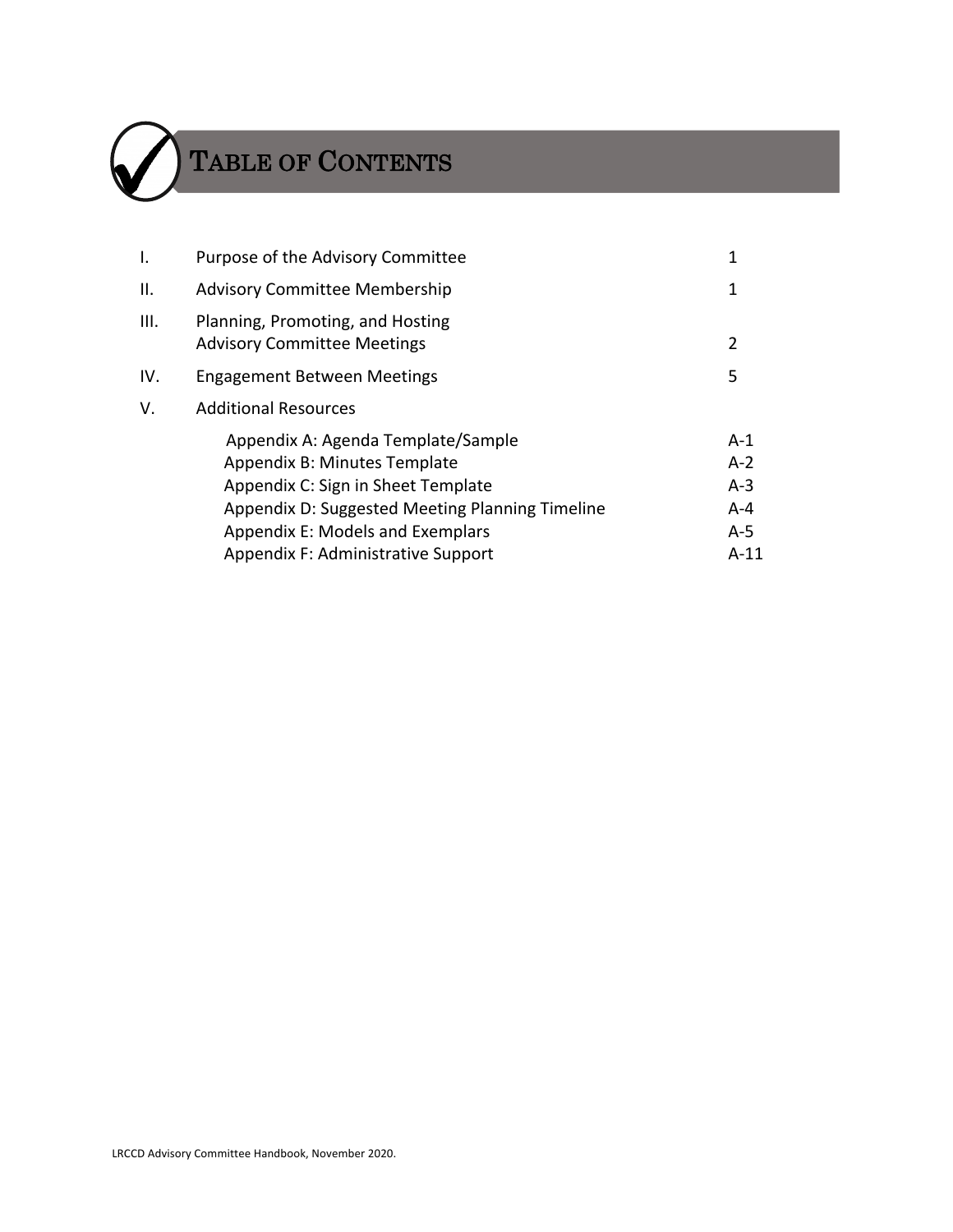# TABLE OF CONTENTS

| | | |
|---|---|---|
| I. | Purpose of the Advisory Committee | 1 |
| II. | Advisory Committee Membership | 1 |
| III. | Planning, Promoting, and Hosting Advisory Committee Meetings | 2 |
| IV. | Engagement Between Meetings | 5 |
| V. | Additional Resources | |
| | Appendix A: Agenda Template/Sample | A-1 |
| | Appendix B: Minutes Template | A-2 |
| | Appendix C: Sign in Sheet Template | A-3 |
| | Appendix D: Suggested Meeting Planning Timeline | A-4 |
| | Appendix E: Models and Exemplars | A-5 |
| | Appendix F: Administrative Support | A-11 |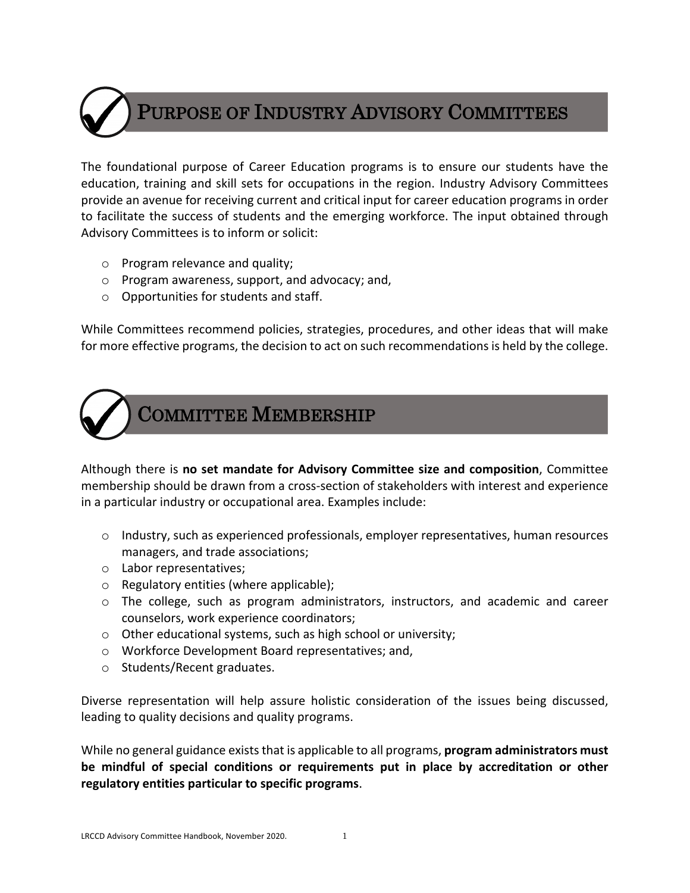# Purpose of Industry Advisory Committees

The foundational purpose of Career Education programs is to ensure our students have the education, training and skill sets for occupations in the region. Industry Advisory Committees provide an avenue for receiving current and critical input for career education programs in order to facilitate the success of students and the emerging workforce. The input obtained through Advisory Committees is to inform or solicit:

- Program relevance and quality;
- Program awareness, support, and advocacy; and,
- Opportunities for students and staff.

While Committees recommend policies, strategies, procedures, and other ideas that will make for more effective programs, the decision to act on such recommendations is held by the college.

# Committee Membership

Although there is **no set mandate for Advisory Committee size and composition**, Committee membership should be drawn from a cross-section of stakeholders with interest and experience in a particular industry or occupational area. Examples include:

- Industry, such as experienced professionals, employer representatives, human resources managers, and trade associations;
- Labor representatives;
- Regulatory entities (where applicable);
- The college, such as program administrators, instructors, and academic and career counselors, work experience coordinators;
- Other educational systems, such as high school or university;
- Workforce Development Board representatives; and,
- Students/Recent graduates.

Diverse representation will help assure holistic consideration of the issues being discussed, leading to quality decisions and quality programs.

While no general guidance exists that is applicable to all programs, **program administrators must be mindful of special conditions or requirements put in place by accreditation or other regulatory entities particular to specific programs**.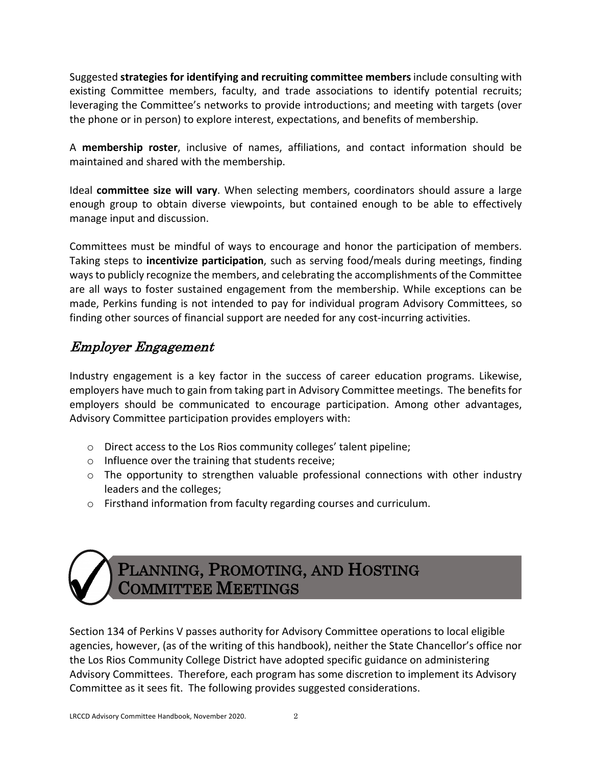Suggested **strategies for identifying and recruiting committee members** include consulting with existing Committee members, faculty, and trade associations to identify potential recruits; leveraging the Committee's networks to provide introductions; and meeting with targets (over the phone or in person) to explore interest, expectations, and benefits of membership.

A **membership roster**, inclusive of names, affiliations, and contact information should be maintained and shared with the membership.

Ideal **committee size will vary**. When selecting members, coordinators should assure a large enough group to obtain diverse viewpoints, but contained enough to be able to effectively manage input and discussion.

Committees must be mindful of ways to encourage and honor the participation of members. Taking steps to **incentivize participation**, such as serving food/meals during meetings, finding ways to publicly recognize the members, and celebrating the accomplishments of the Committee are all ways to foster sustained engagement from the membership. While exceptions can be made, Perkins funding is not intended to pay for individual program Advisory Committees, so finding other sources of financial support are needed for any cost-incurring activities.

## *Employer Engagement*

Industry engagement is a key factor in the success of career education programs. Likewise, employers have much to gain from taking part in Advisory Committee meetings. The benefits for employers should be communicated to encourage participation. Among other advantages, Advisory Committee participation provides employers with:

- Direct access to the Los Rios community colleges' talent pipeline;
- Influence over the training that students receive;
- The opportunity to strengthen valuable professional connections with other industry leaders and the colleges;
- Firsthand information from faculty regarding courses and curriculum.

# Planning, Promoting, and Hosting Committee Meetings

Section 134 of Perkins V passes authority for Advisory Committee operations to local eligible agencies, however, (as of the writing of this handbook), neither the State Chancellor's office nor the Los Rios Community College District have adopted specific guidance on administering Advisory Committees. Therefore, each program has some discretion to implement its Advisory Committee as it sees fit. The following provides suggested considerations.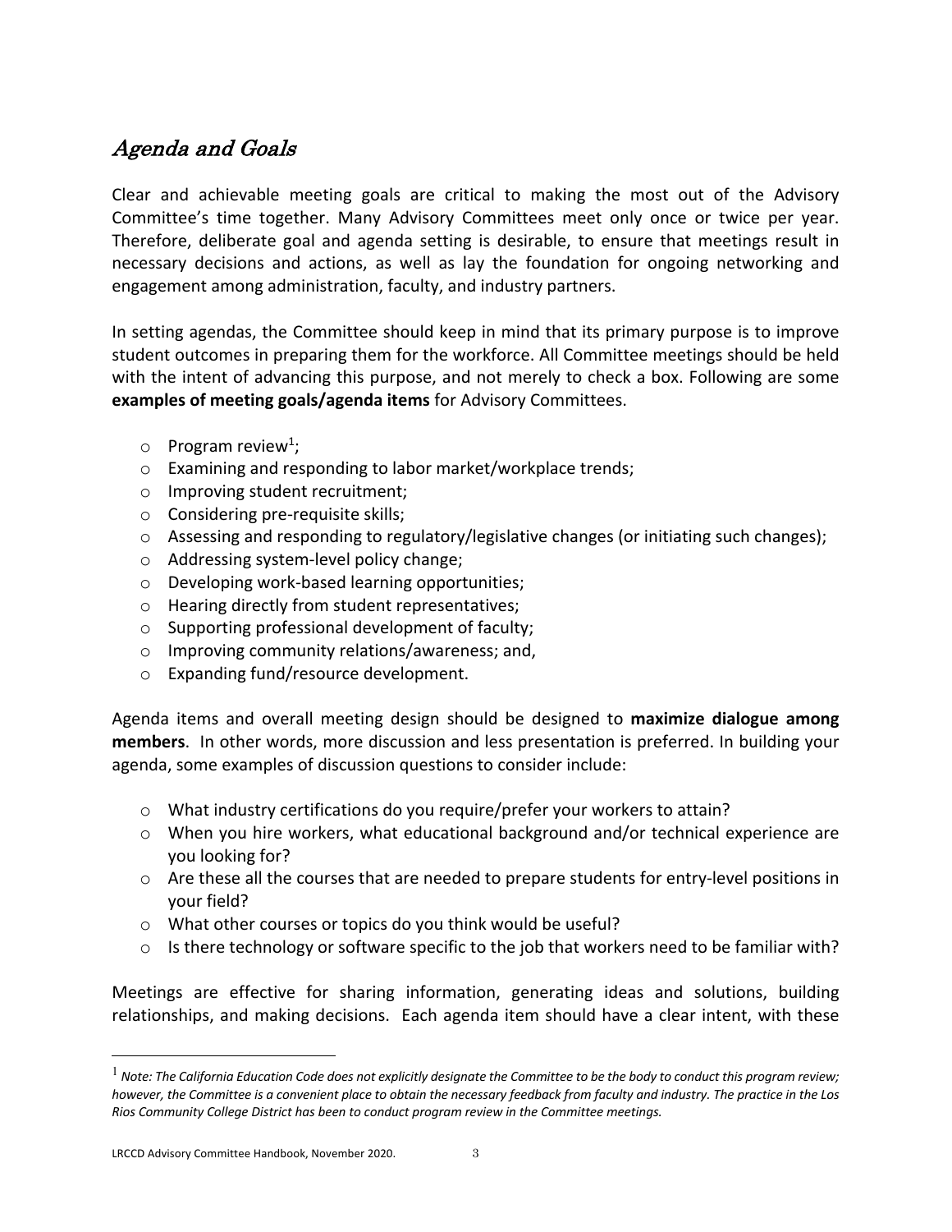## *Agenda and Goals*

Clear and achievable meeting goals are critical to making the most out of the Advisory Committee's time together. Many Advisory Committees meet only once or twice per year. Therefore, deliberate goal and agenda setting is desirable, to ensure that meetings result in necessary decisions and actions, as well as lay the foundation for ongoing networking and engagement among administration, faculty, and industry partners.

In setting agendas, the Committee should keep in mind that its primary purpose is to improve student outcomes in preparing them for the workforce. All Committee meetings should be held with the intent of advancing this purpose, and not merely to check a box. Following are some **examples of meeting goals/agenda items** for Advisory Committees.

- Program review[1];
- Examining and responding to labor market/workplace trends;
- Improving student recruitment;
- Considering pre-requisite skills;
- Assessing and responding to regulatory/legislative changes (or initiating such changes);
- Addressing system-level policy change;
- Developing work-based learning opportunities;
- Hearing directly from student representatives;
- Supporting professional development of faculty;
- Improving community relations/awareness; and,
- Expanding fund/resource development.

Agenda items and overall meeting design should be designed to **maximize dialogue among members**. In other words, more discussion and less presentation is preferred. In building your agenda, some examples of discussion questions to consider include:

- What industry certifications do you require/prefer your workers to attain?
- When you hire workers, what educational background and/or technical experience are you looking for?
- Are these all the courses that are needed to prepare students for entry-level positions in your field?
- What other courses or topics do you think would be useful?
- Is there technology or software specific to the job that workers need to be familiar with?

Meetings are effective for sharing information, generating ideas and solutions, building relationships, and making decisions. Each agenda item should have a clear intent, with these

[1] *Note: The California Education Code does not explicitly designate the Committee to be the body to conduct this program review; however, the Committee is a convenient place to obtain the necessary feedback from faculty and industry. The practice in the Los Rios Community College District has been to conduct program review in the Committee meetings.*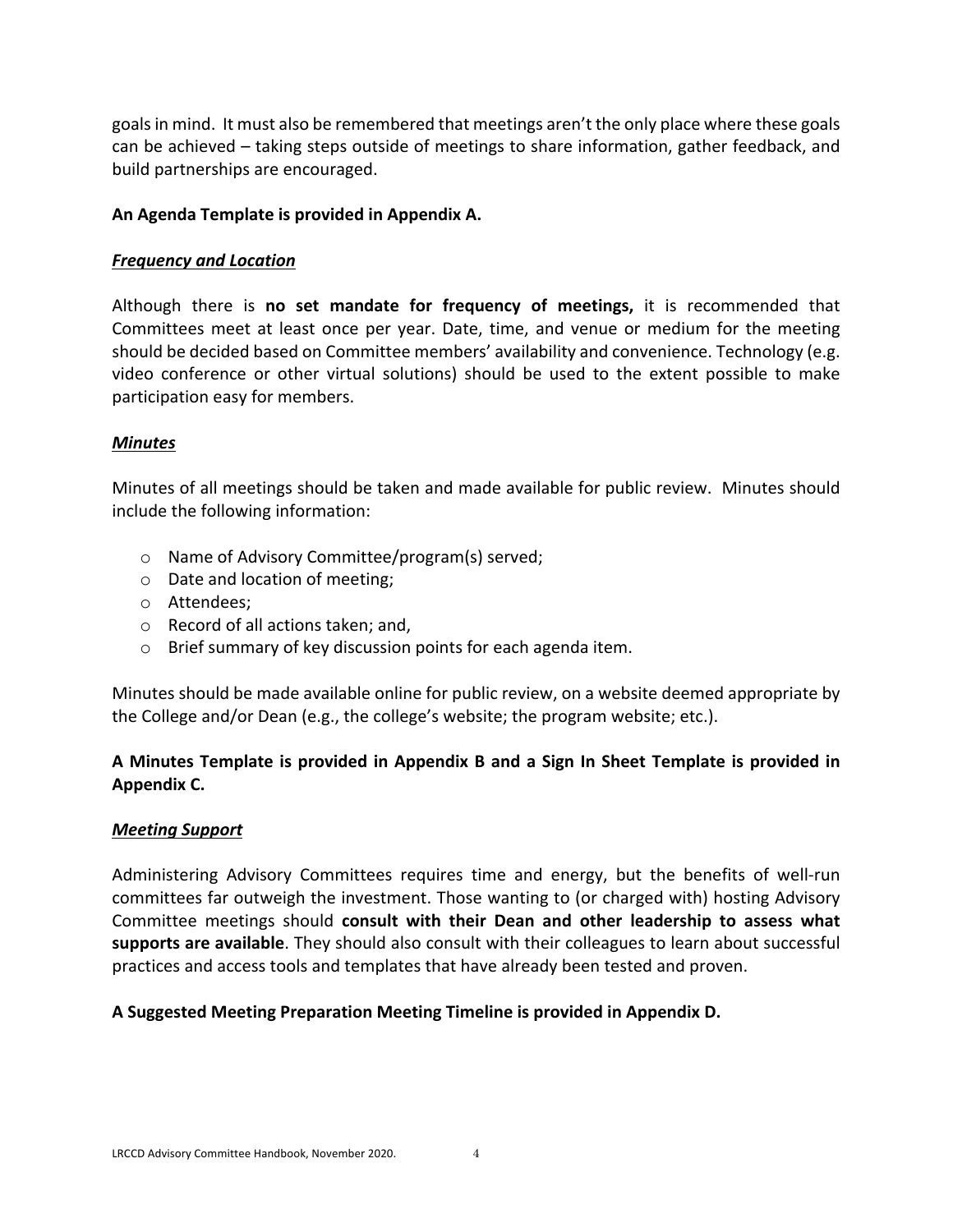goals in mind. It must also be remembered that meetings aren't the only place where these goals can be achieved – taking steps outside of meetings to share information, gather feedback, and build partnerships are encouraged.

**An Agenda Template is provided in Appendix A.**

***Frequency and Location***

Although there is **no set mandate for frequency of meetings,** it is recommended that Committees meet at least once per year. Date, time, and venue or medium for the meeting should be decided based on Committee members' availability and convenience. Technology (e.g. video conference or other virtual solutions) should be used to the extent possible to make participation easy for members.

***Minutes***

Minutes of all meetings should be taken and made available for public review. Minutes should include the following information:

- Name of Advisory Committee/program(s) served;
- Date and location of meeting;
- Attendees;
- Record of all actions taken; and,
- Brief summary of key discussion points for each agenda item.

Minutes should be made available online for public review, on a website deemed appropriate by the College and/or Dean (e.g., the college's website; the program website; etc.).

**A Minutes Template is provided in Appendix B and a Sign In Sheet Template is provided in Appendix C.**

***Meeting Support***

Administering Advisory Committees requires time and energy, but the benefits of well-run committees far outweigh the investment. Those wanting to (or charged with) hosting Advisory Committee meetings should **consult with their Dean and other leadership to assess what supports are available**. They should also consult with their colleagues to learn about successful practices and access tools and templates that have already been tested and proven.

**A Suggested Meeting Preparation Meeting Timeline is provided in Appendix D.**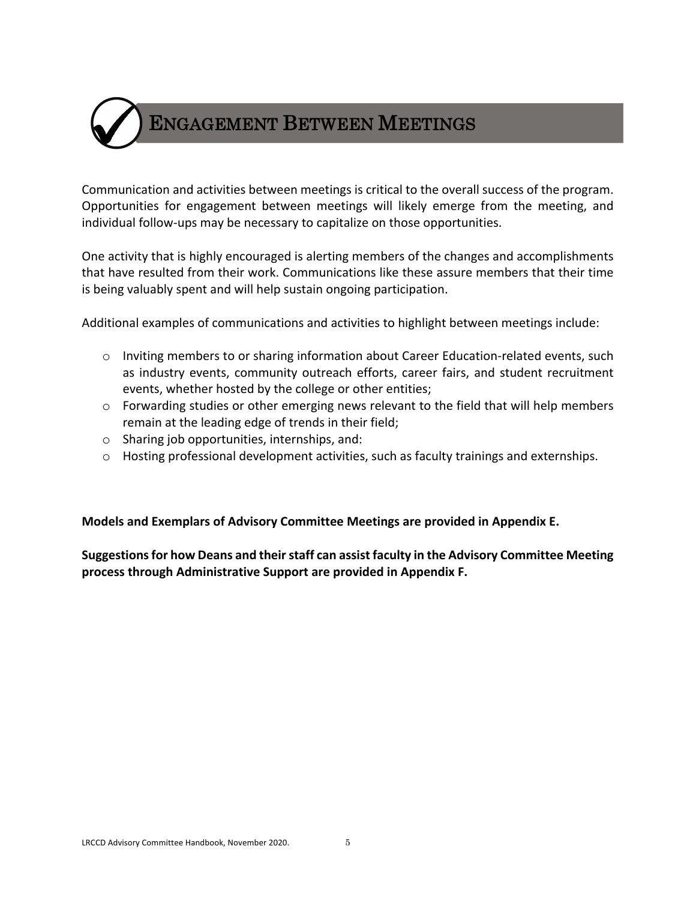# ENGAGEMENT BETWEEN MEETINGS

Communication and activities between meetings is critical to the overall success of the program. Opportunities for engagement between meetings will likely emerge from the meeting, and individual follow-ups may be necessary to capitalize on those opportunities.

One activity that is highly encouraged is alerting members of the changes and accomplishments that have resulted from their work. Communications like these assure members that their time is being valuably spent and will help sustain ongoing participation.

Additional examples of communications and activities to highlight between meetings include:

- Inviting members to or sharing information about Career Education-related events, such as industry events, community outreach efforts, career fairs, and student recruitment events, whether hosted by the college or other entities;
- Forwarding studies or other emerging news relevant to the field that will help members remain at the leading edge of trends in their field;
- Sharing job opportunities, internships, and:
- Hosting professional development activities, such as faculty trainings and externships.

**Models and Exemplars of Advisory Committee Meetings are provided in Appendix E.**

**Suggestions for how Deans and their staff can assist faculty in the Advisory Committee Meeting process through Administrative Support are provided in Appendix F.**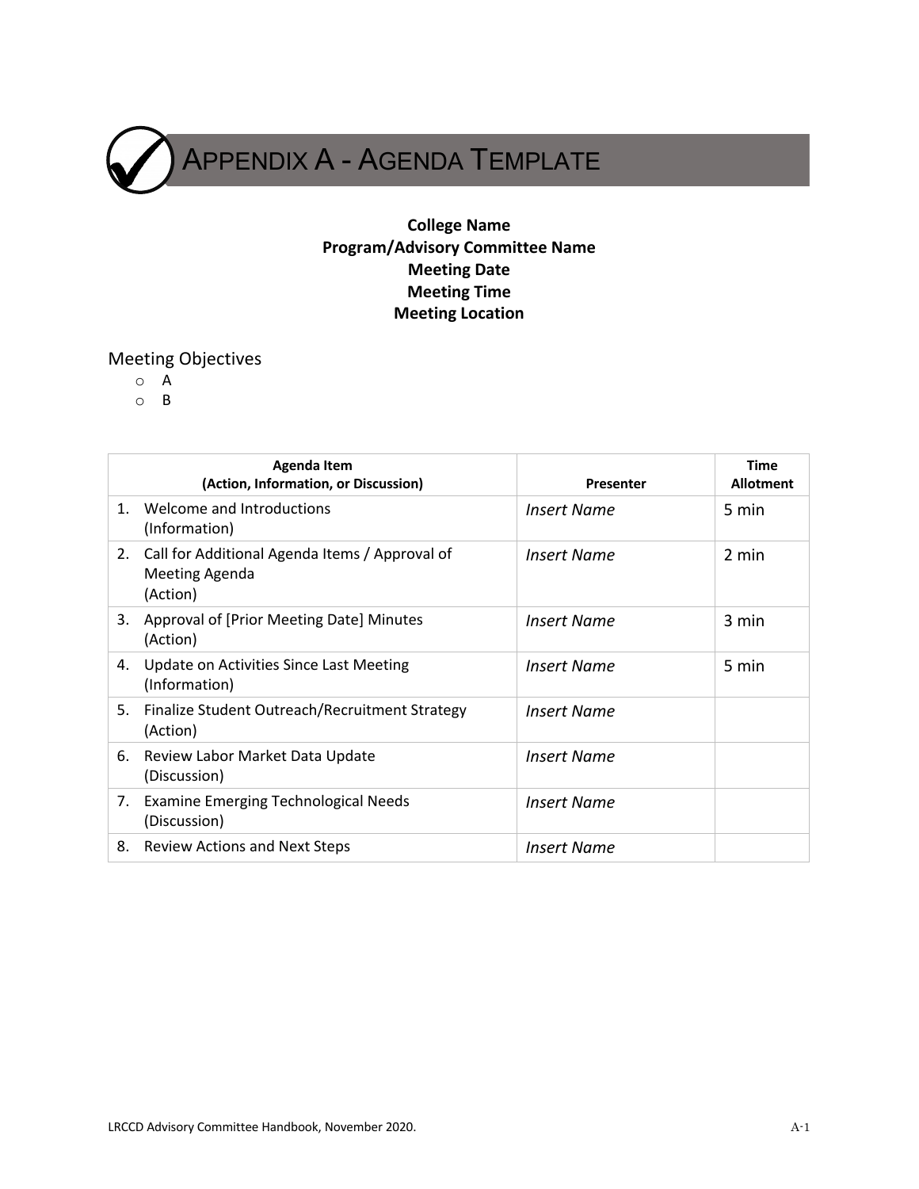# Appendix A - Agenda Template

**College Name**
**Program/Advisory Committee Name**
**Meeting Date**
**Meeting Time**
**Meeting Location**

## Meeting Objectives

- A
- B

| Agenda Item (Action, Information, or Discussion) | Presenter | Time Allotment |
|---|---|---|
| 1. Welcome and Introductions (Information) | *Insert Name* | 5 min |
| 2. Call for Additional Agenda Items / Approval of Meeting Agenda (Action) | *Insert Name* | 2 min |
| 3. Approval of [Prior Meeting Date] Minutes (Action) | *Insert Name* | 3 min |
| 4. Update on Activities Since Last Meeting (Information) | *Insert Name* | 5 min |
| 5. Finalize Student Outreach/Recruitment Strategy (Action) | *Insert Name* | |
| 6. Review Labor Market Data Update (Discussion) | *Insert Name* | |
| 7. Examine Emerging Technological Needs (Discussion) | *Insert Name* | |
| 8. Review Actions and Next Steps | *Insert Name* | |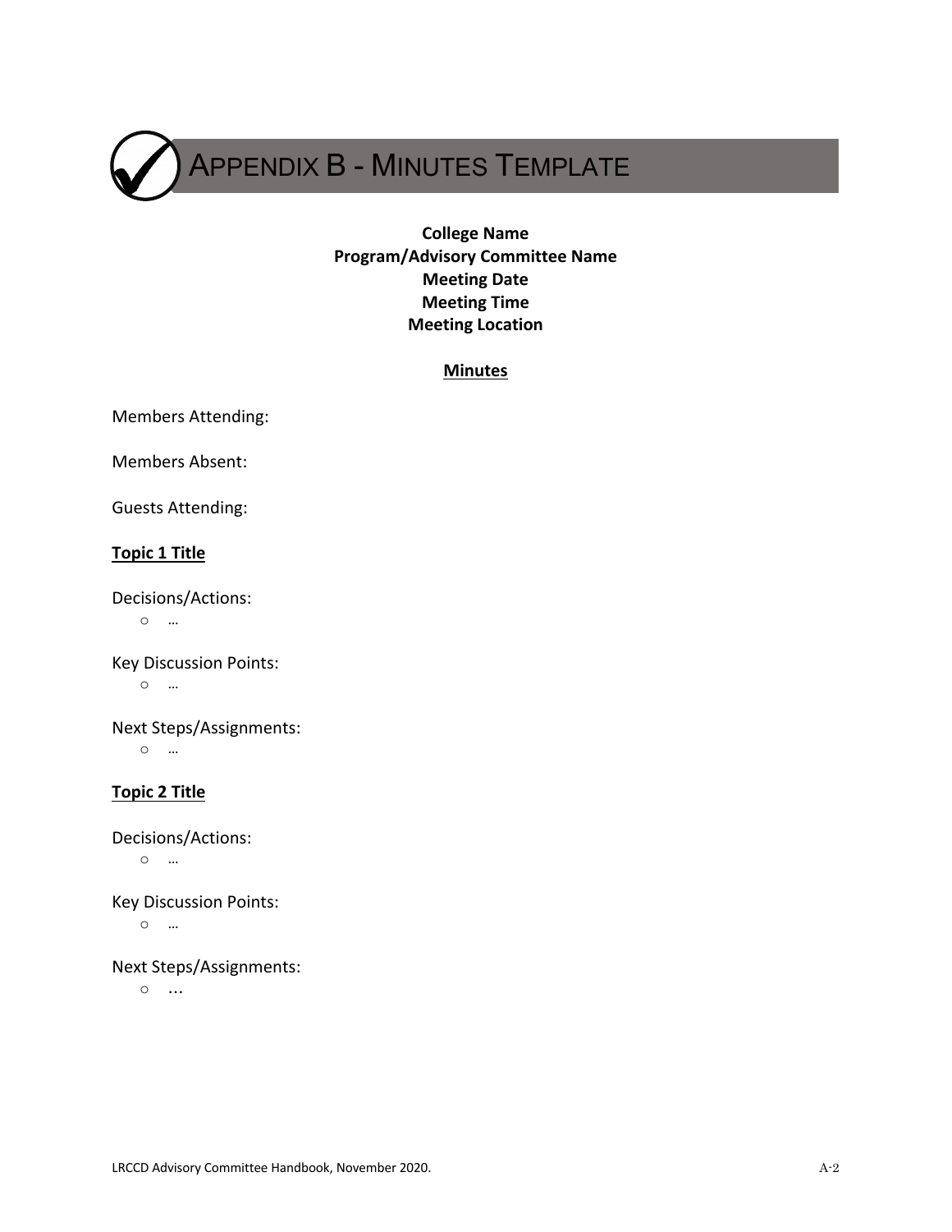# Appendix B - Minutes Template

**College Name**
**Program/Advisory Committee Name**
**Meeting Date**
**Meeting Time**
**Meeting Location**

**Minutes**

Members Attending:

Members Absent:

Guests Attending:

**Topic 1 Title**

Decisions/Actions:

- …

Key Discussion Points:

- …

Next Steps/Assignments:

- …

**Topic 2 Title**

Decisions/Actions:

- …

Key Discussion Points:

- …

Next Steps/Assignments:

- …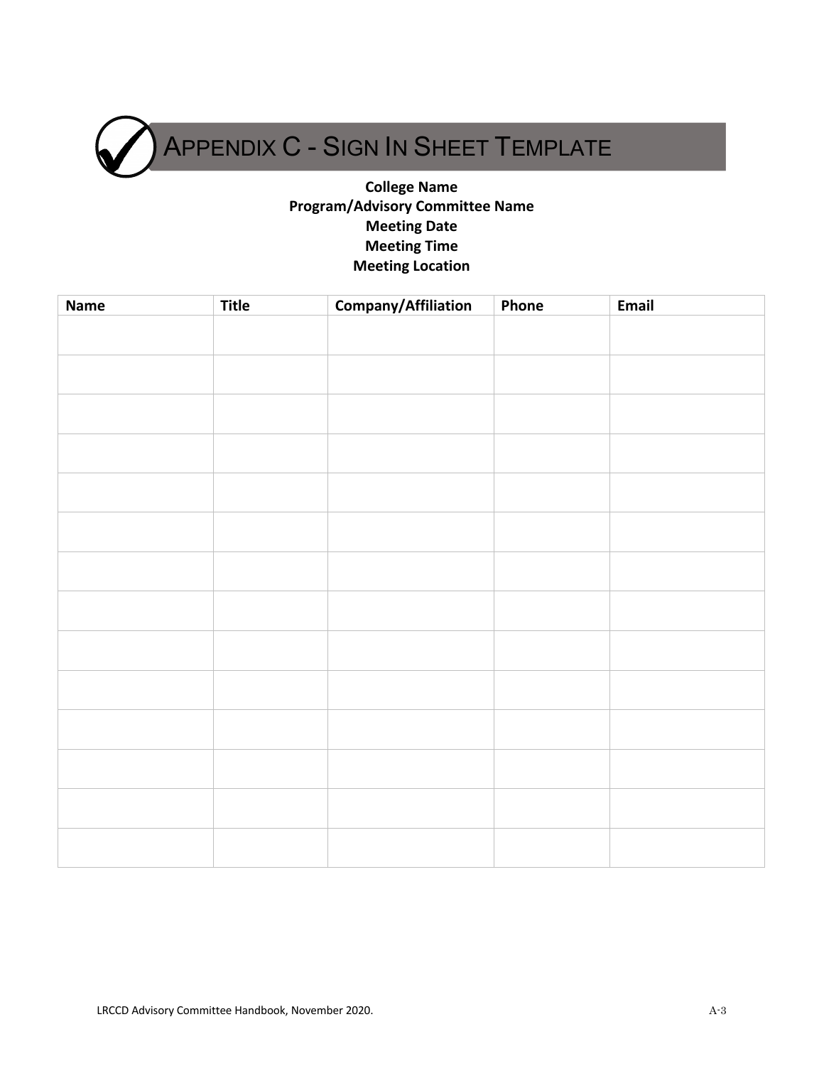# Appendix C - Sign In Sheet Template

**College Name**
**Program/Advisory Committee Name**
**Meeting Date**
**Meeting Time**
**Meeting Location**

| Name | Title | Company/Affiliation | Phone | Email |
|---|---|---|---|---|
| | | | | |
| | | | | |
| | | | | |
| | | | | |
| | | | | |
| | | | | |
| | | | | |
| | | | | |
| | | | | |
| | | | | |
| | | | | |
| | | | | |
| | | | | |
| | | | | |

LRCCD Advisory Committee Handbook, November 2020.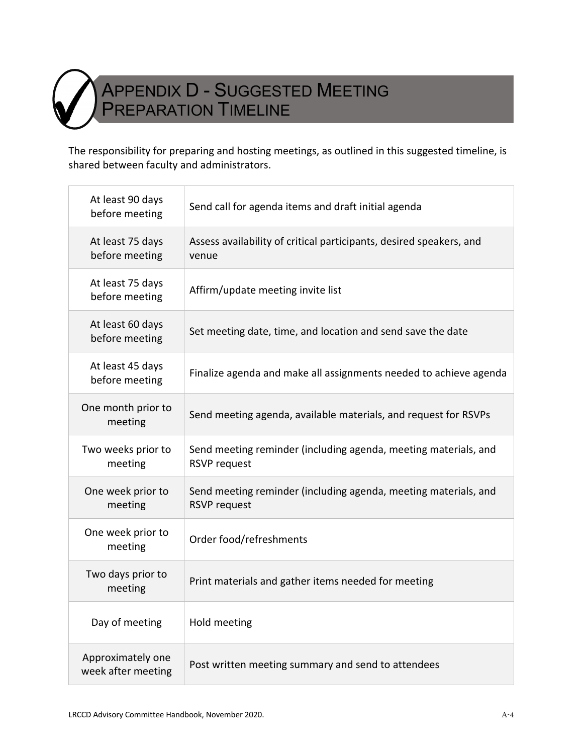# APPENDIX D - SUGGESTED MEETING PREPARATION TIMELINE

The responsibility for preparing and hosting meetings, as outlined in this suggested timeline, is shared between faculty and administrators.

| Timeline | Task |
|---|---|
| At least 90 days before meeting | Send call for agenda items and draft initial agenda |
| At least 75 days before meeting | Assess availability of critical participants, desired speakers, and venue |
| At least 75 days before meeting | Affirm/update meeting invite list |
| At least 60 days before meeting | Set meeting date, time, and location and send save the date |
| At least 45 days before meeting | Finalize agenda and make all assignments needed to achieve agenda |
| One month prior to meeting | Send meeting agenda, available materials, and request for RSVPs |
| Two weeks prior to meeting | Send meeting reminder (including agenda, meeting materials, and RSVP request |
| One week prior to meeting | Send meeting reminder (including agenda, meeting materials, and RSVP request |
| One week prior to meeting | Order food/refreshments |
| Two days prior to meeting | Print materials and gather items needed for meeting |
| Day of meeting | Hold meeting |
| Approximately one week after meeting | Post written meeting summary and send to attendees |

LRCCD Advisory Committee Handbook, November 2020.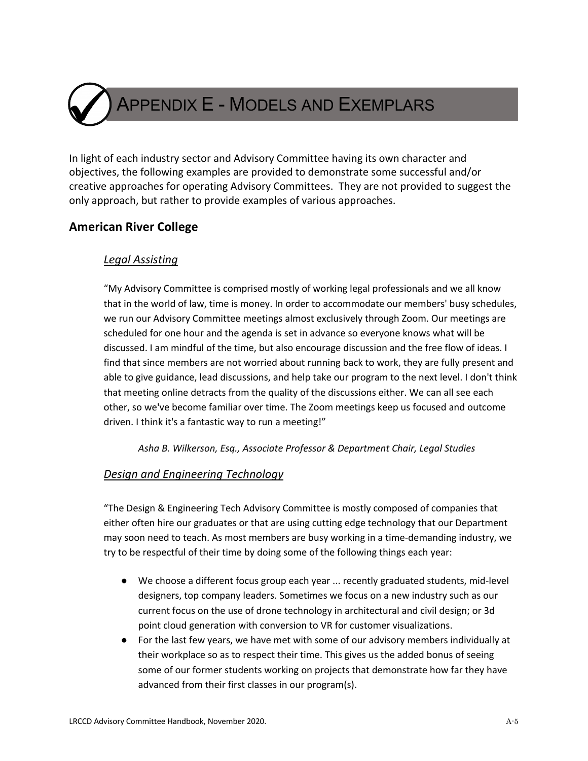# Appendix E - Models and Exemplars

In light of each industry sector and Advisory Committee having its own character and objectives, the following examples are provided to demonstrate some successful and/or creative approaches for operating Advisory Committees. They are not provided to suggest the only approach, but rather to provide examples of various approaches.

## American River College

### *Legal Assisting*

"My Advisory Committee is comprised mostly of working legal professionals and we all know that in the world of law, time is money. In order to accommodate our members' busy schedules, we run our Advisory Committee meetings almost exclusively through Zoom. Our meetings are scheduled for one hour and the agenda is set in advance so everyone knows what will be discussed. I am mindful of the time, but also encourage discussion and the free flow of ideas. I find that since members are not worried about running back to work, they are fully present and able to give guidance, lead discussions, and help take our program to the next level. I don't think that meeting online detracts from the quality of the discussions either. We can all see each other, so we've become familiar over time. The Zoom meetings keep us focused and outcome driven. I think it's a fantastic way to run a meeting!"

*Asha B. Wilkerson, Esq., Associate Professor & Department Chair, Legal Studies*

### *Design and Engineering Technology*

"The Design & Engineering Tech Advisory Committee is mostly composed of companies that either often hire our graduates or that are using cutting edge technology that our Department may soon need to teach. As most members are busy working in a time-demanding industry, we try to be respectful of their time by doing some of the following things each year:

- We choose a different focus group each year ... recently graduated students, mid-level designers, top company leaders. Sometimes we focus on a new industry such as our current focus on the use of drone technology in architectural and civil design; or 3d point cloud generation with conversion to VR for customer visualizations.
- For the last few years, we have met with some of our advisory members individually at their workplace so as to respect their time. This gives us the added bonus of seeing some of our former students working on projects that demonstrate how far they have advanced from their first classes in our program(s).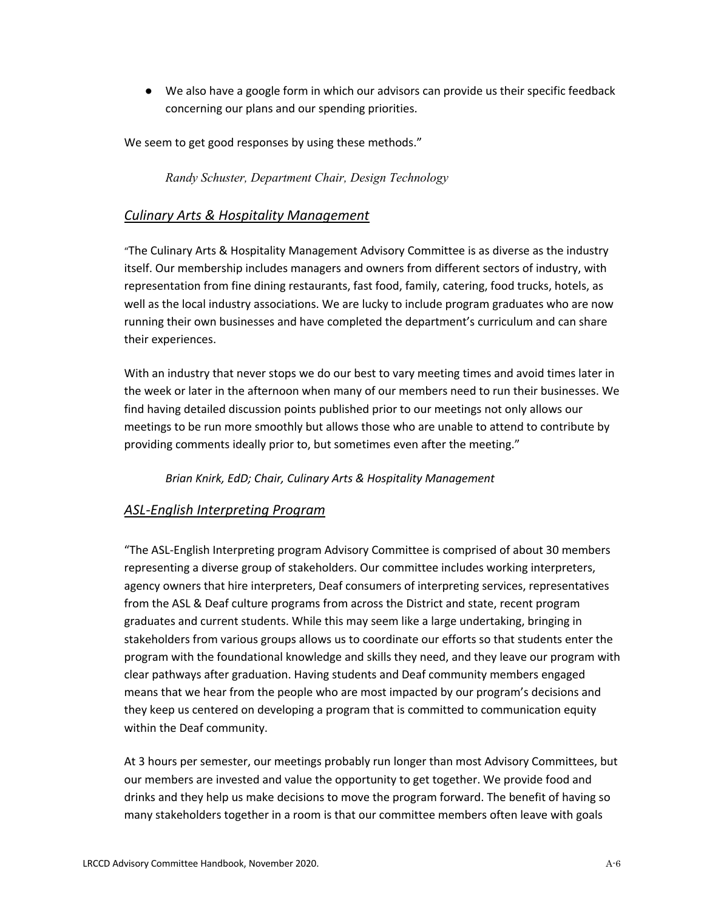- We also have a google form in which our advisors can provide us their specific feedback concerning our plans and our spending priorities.

We seem to get good responses by using these methods."

*Randy Schuster, Department Chair, Design Technology*

## *Culinary Arts & Hospitality Management*

"The Culinary Arts & Hospitality Management Advisory Committee is as diverse as the industry itself. Our membership includes managers and owners from different sectors of industry, with representation from fine dining restaurants, fast food, family, catering, food trucks, hotels, as well as the local industry associations. We are lucky to include program graduates who are now running their own businesses and have completed the department's curriculum and can share their experiences.

With an industry that never stops we do our best to vary meeting times and avoid times later in the week or later in the afternoon when many of our members need to run their businesses. We find having detailed discussion points published prior to our meetings not only allows our meetings to be run more smoothly but allows those who are unable to attend to contribute by providing comments ideally prior to, but sometimes even after the meeting."

*Brian Knirk, EdD; Chair, Culinary Arts & Hospitality Management*

## *ASL-English Interpreting Program*

"The ASL-English Interpreting program Advisory Committee is comprised of about 30 members representing a diverse group of stakeholders. Our committee includes working interpreters, agency owners that hire interpreters, Deaf consumers of interpreting services, representatives from the ASL & Deaf culture programs from across the District and state, recent program graduates and current students. While this may seem like a large undertaking, bringing in stakeholders from various groups allows us to coordinate our efforts so that students enter the program with the foundational knowledge and skills they need, and they leave our program with clear pathways after graduation. Having students and Deaf community members engaged means that we hear from the people who are most impacted by our program's decisions and they keep us centered on developing a program that is committed to communication equity within the Deaf community.

At 3 hours per semester, our meetings probably run longer than most Advisory Committees, but our members are invested and value the opportunity to get together. We provide food and drinks and they help us make decisions to move the program forward. The benefit of having so many stakeholders together in a room is that our committee members often leave with goals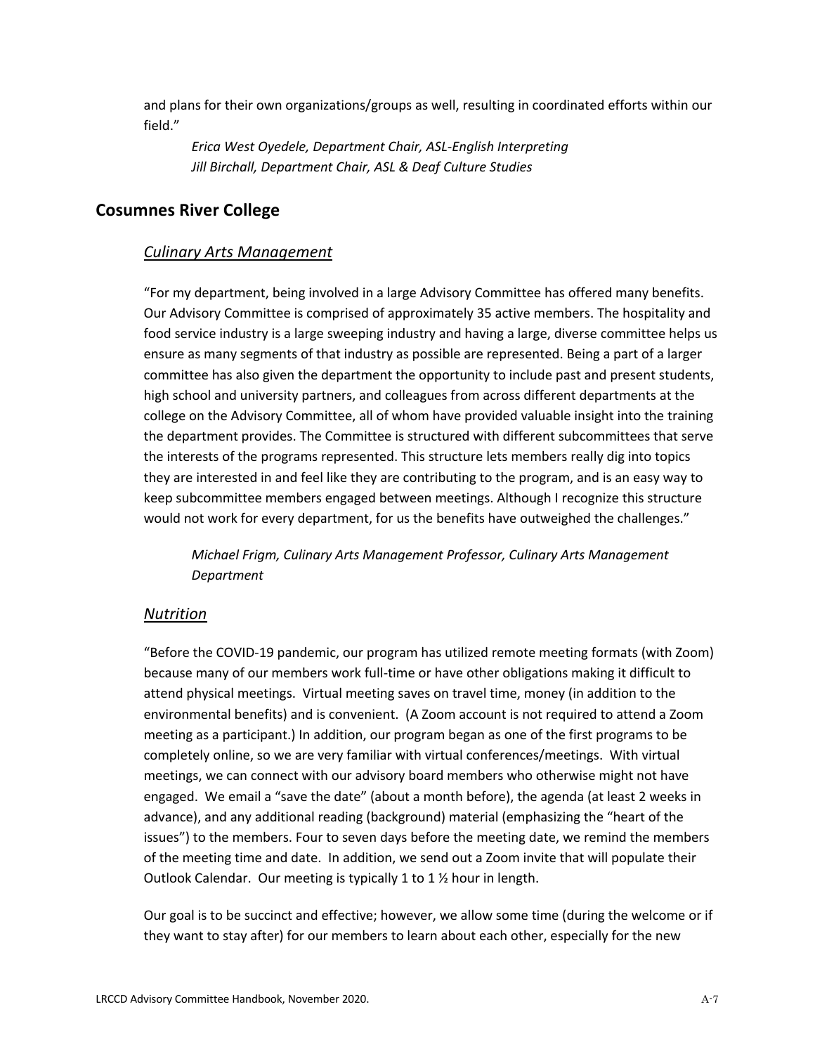and plans for their own organizations/groups as well, resulting in coordinated efforts within our field."

*Erica West Oyedele, Department Chair, ASL-English Interpreting*
*Jill Birchall, Department Chair, ASL & Deaf Culture Studies*

## Cosumnes River College

### Culinary Arts Management

"For my department, being involved in a large Advisory Committee has offered many benefits. Our Advisory Committee is comprised of approximately 35 active members. The hospitality and food service industry is a large sweeping industry and having a large, diverse committee helps us ensure as many segments of that industry as possible are represented. Being a part of a larger committee has also given the department the opportunity to include past and present students, high school and university partners, and colleagues from across different departments at the college on the Advisory Committee, all of whom have provided valuable insight into the training the department provides. The Committee is structured with different subcommittees that serve the interests of the programs represented. This structure lets members really dig into topics they are interested in and feel like they are contributing to the program, and is an easy way to keep subcommittee members engaged between meetings. Although I recognize this structure would not work for every department, for us the benefits have outweighed the challenges."

*Michael Frigm, Culinary Arts Management Professor, Culinary Arts Management Department*

### Nutrition

"Before the COVID-19 pandemic, our program has utilized remote meeting formats (with Zoom) because many of our members work full-time or have other obligations making it difficult to attend physical meetings. Virtual meeting saves on travel time, money (in addition to the environmental benefits) and is convenient. (A Zoom account is not required to attend a Zoom meeting as a participant.) In addition, our program began as one of the first programs to be completely online, so we are very familiar with virtual conferences/meetings. With virtual meetings, we can connect with our advisory board members who otherwise might not have engaged. We email a "save the date" (about a month before), the agenda (at least 2 weeks in advance), and any additional reading (background) material (emphasizing the "heart of the issues") to the members. Four to seven days before the meeting date, we remind the members of the meeting time and date. In addition, we send out a Zoom invite that will populate their Outlook Calendar. Our meeting is typically 1 to 1 ½ hour in length.

Our goal is to be succinct and effective; however, we allow some time (during the welcome or if they want to stay after) for our members to learn about each other, especially for the new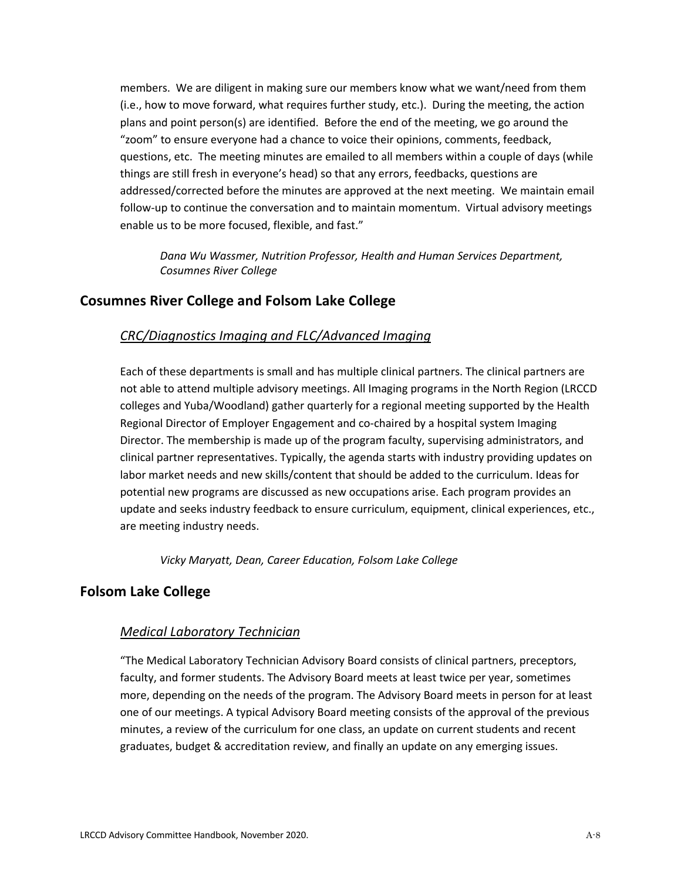members. We are diligent in making sure our members know what we want/need from them (i.e., how to move forward, what requires further study, etc.). During the meeting, the action plans and point person(s) are identified. Before the end of the meeting, we go around the "zoom" to ensure everyone had a chance to voice their opinions, comments, feedback, questions, etc. The meeting minutes are emailed to all members within a couple of days (while things are still fresh in everyone's head) so that any errors, feedbacks, questions are addressed/corrected before the minutes are approved at the next meeting. We maintain email follow-up to continue the conversation and to maintain momentum. Virtual advisory meetings enable us to be more focused, flexible, and fast."

> *Dana Wu Wassmer, Nutrition Professor, Health and Human Services Department, Cosumnes River College*

## Cosumnes River College and Folsom Lake College

### *CRC/Diagnostics Imaging and FLC/Advanced Imaging*

Each of these departments is small and has multiple clinical partners. The clinical partners are not able to attend multiple advisory meetings. All Imaging programs in the North Region (LRCCD colleges and Yuba/Woodland) gather quarterly for a regional meeting supported by the Health Regional Director of Employer Engagement and co-chaired by a hospital system Imaging Director. The membership is made up of the program faculty, supervising administrators, and clinical partner representatives. Typically, the agenda starts with industry providing updates on labor market needs and new skills/content that should be added to the curriculum. Ideas for potential new programs are discussed as new occupations arise. Each program provides an update and seeks industry feedback to ensure curriculum, equipment, clinical experiences, etc., are meeting industry needs.

> *Vicky Maryatt, Dean, Career Education, Folsom Lake College*

## Folsom Lake College

### *Medical Laboratory Technician*

"The Medical Laboratory Technician Advisory Board consists of clinical partners, preceptors, faculty, and former students. The Advisory Board meets at least twice per year, sometimes more, depending on the needs of the program. The Advisory Board meets in person for at least one of our meetings. A typical Advisory Board meeting consists of the approval of the previous minutes, a review of the curriculum for one class, an update on current students and recent graduates, budget & accreditation review, and finally an update on any emerging issues.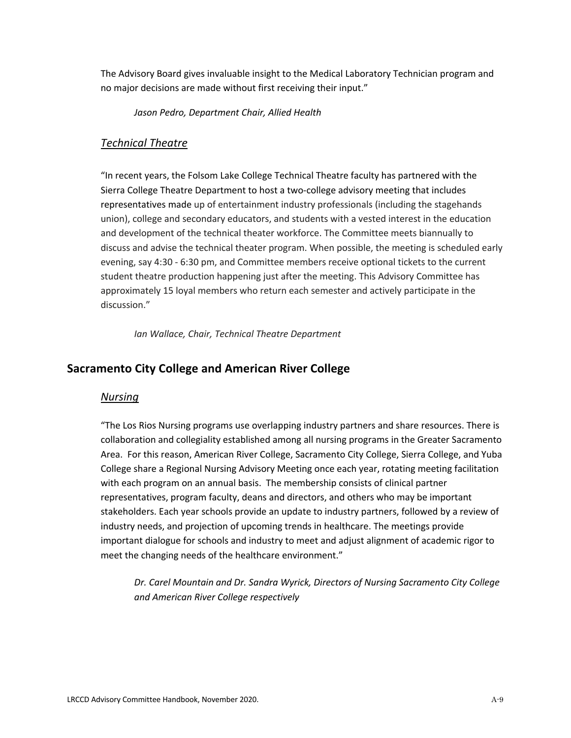The Advisory Board gives invaluable insight to the Medical Laboratory Technician program and no major decisions are made without first receiving their input."

*Jason Pedro, Department Chair, Allied Health*

### *Technical Theatre*

"In recent years, the Folsom Lake College Technical Theatre faculty has partnered with the Sierra College Theatre Department to host a two-college advisory meeting that includes representatives made up of entertainment industry professionals (including the stagehands union), college and secondary educators, and students with a vested interest in the education and development of the technical theater workforce. The Committee meets biannually to discuss and advise the technical theater program. When possible, the meeting is scheduled early evening, say 4:30 - 6:30 pm, and Committee members receive optional tickets to the current student theatre production happening just after the meeting. This Advisory Committee has approximately 15 loyal members who return each semester and actively participate in the discussion."

*Ian Wallace, Chair, Technical Theatre Department*

## Sacramento City College and American River College

### *Nursing*

"The Los Rios Nursing programs use overlapping industry partners and share resources. There is collaboration and collegiality established among all nursing programs in the Greater Sacramento Area. For this reason, American River College, Sacramento City College, Sierra College, and Yuba College share a Regional Nursing Advisory Meeting once each year, rotating meeting facilitation with each program on an annual basis. The membership consists of clinical partner representatives, program faculty, deans and directors, and others who may be important stakeholders. Each year schools provide an update to industry partners, followed by a review of industry needs, and projection of upcoming trends in healthcare. The meetings provide important dialogue for schools and industry to meet and adjust alignment of academic rigor to meet the changing needs of the healthcare environment."

*Dr. Carel Mountain and Dr. Sandra Wyrick, Directors of Nursing Sacramento City College and American River College respectively*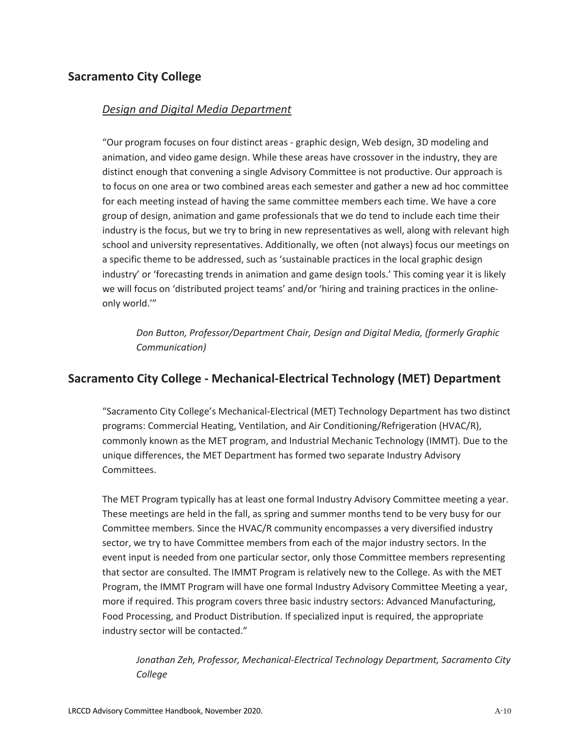## Sacramento City College

### *Design and Digital Media Department*

"Our program focuses on four distinct areas - graphic design, Web design, 3D modeling and animation, and video game design. While these areas have crossover in the industry, they are distinct enough that convening a single Advisory Committee is not productive. Our approach is to focus on one area or two combined areas each semester and gather a new ad hoc committee for each meeting instead of having the same committee members each time. We have a core group of design, animation and game professionals that we do tend to include each time their industry is the focus, but we try to bring in new representatives as well, along with relevant high school and university representatives. Additionally, we often (not always) focus our meetings on a specific theme to be addressed, such as 'sustainable practices in the local graphic design industry' or 'forecasting trends in animation and game design tools.' This coming year it is likely we will focus on 'distributed project teams' and/or 'hiring and training practices in the online-only world.'"

> *Don Button, Professor/Department Chair, Design and Digital Media, (formerly Graphic Communication)*

## Sacramento City College - Mechanical-Electrical Technology (MET) Department

"Sacramento City College's Mechanical-Electrical (MET) Technology Department has two distinct programs: Commercial Heating, Ventilation, and Air Conditioning/Refrigeration (HVAC/R), commonly known as the MET program, and Industrial Mechanic Technology (IMMT). Due to the unique differences, the MET Department has formed two separate Industry Advisory Committees.

The MET Program typically has at least one formal Industry Advisory Committee meeting a year. These meetings are held in the fall, as spring and summer months tend to be very busy for our Committee members. Since the HVAC/R community encompasses a very diversified industry sector, we try to have Committee members from each of the major industry sectors. In the event input is needed from one particular sector, only those Committee members representing that sector are consulted. The IMMT Program is relatively new to the College. As with the MET Program, the IMMT Program will have one formal Industry Advisory Committee Meeting a year, more if required. This program covers three basic industry sectors: Advanced Manufacturing, Food Processing, and Product Distribution. If specialized input is required, the appropriate industry sector will be contacted."

> *Jonathan Zeh, Professor, Mechanical-Electrical Technology Department, Sacramento City College*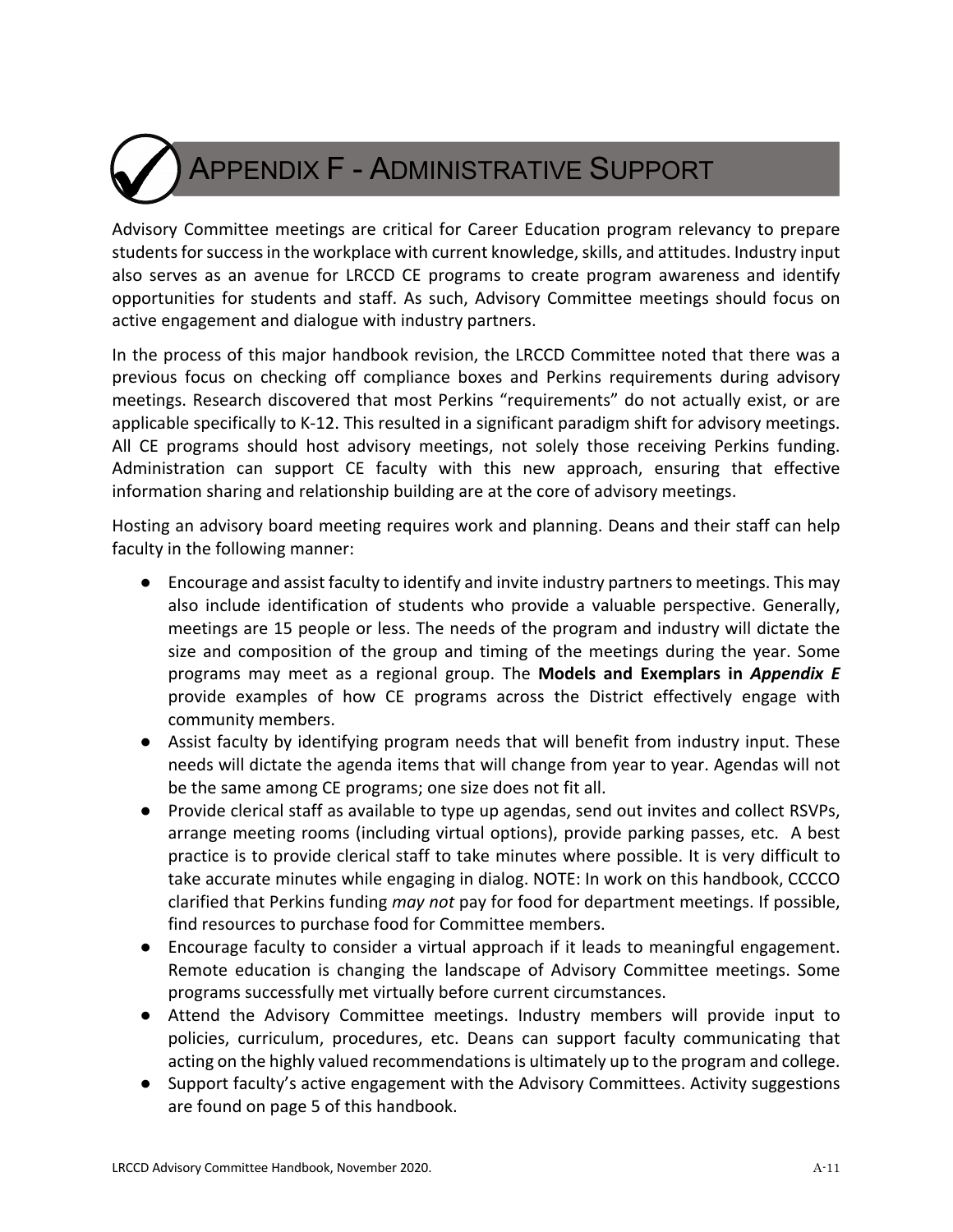# APPENDIX F - ADMINISTRATIVE SUPPORT

Advisory Committee meetings are critical for Career Education program relevancy to prepare students for success in the workplace with current knowledge, skills, and attitudes. Industry input also serves as an avenue for LRCCD CE programs to create program awareness and identify opportunities for students and staff. As such, Advisory Committee meetings should focus on active engagement and dialogue with industry partners.

In the process of this major handbook revision, the LRCCD Committee noted that there was a previous focus on checking off compliance boxes and Perkins requirements during advisory meetings. Research discovered that most Perkins "requirements" do not actually exist, or are applicable specifically to K-12. This resulted in a significant paradigm shift for advisory meetings. All CE programs should host advisory meetings, not solely those receiving Perkins funding. Administration can support CE faculty with this new approach, ensuring that effective information sharing and relationship building are at the core of advisory meetings.

Hosting an advisory board meeting requires work and planning. Deans and their staff can help faculty in the following manner:

- Encourage and assist faculty to identify and invite industry partners to meetings. This may also include identification of students who provide a valuable perspective. Generally, meetings are 15 people or less. The needs of the program and industry will dictate the size and composition of the group and timing of the meetings during the year. Some programs may meet as a regional group. The **Models and Exemplars in *Appendix E*** provide examples of how CE programs across the District effectively engage with community members.
- Assist faculty by identifying program needs that will benefit from industry input. These needs will dictate the agenda items that will change from year to year. Agendas will not be the same among CE programs; one size does not fit all.
- Provide clerical staff as available to type up agendas, send out invites and collect RSVPs, arrange meeting rooms (including virtual options), provide parking passes, etc. A best practice is to provide clerical staff to take minutes where possible. It is very difficult to take accurate minutes while engaging in dialog. NOTE: In work on this handbook, CCCCO clarified that Perkins funding *may not* pay for food for department meetings. If possible, find resources to purchase food for Committee members.
- Encourage faculty to consider a virtual approach if it leads to meaningful engagement. Remote education is changing the landscape of Advisory Committee meetings. Some programs successfully met virtually before current circumstances.
- Attend the Advisory Committee meetings. Industry members will provide input to policies, curriculum, procedures, etc. Deans can support faculty communicating that acting on the highly valued recommendations is ultimately up to the program and college.
- Support faculty's active engagement with the Advisory Committees. Activity suggestions are found on page 5 of this handbook.